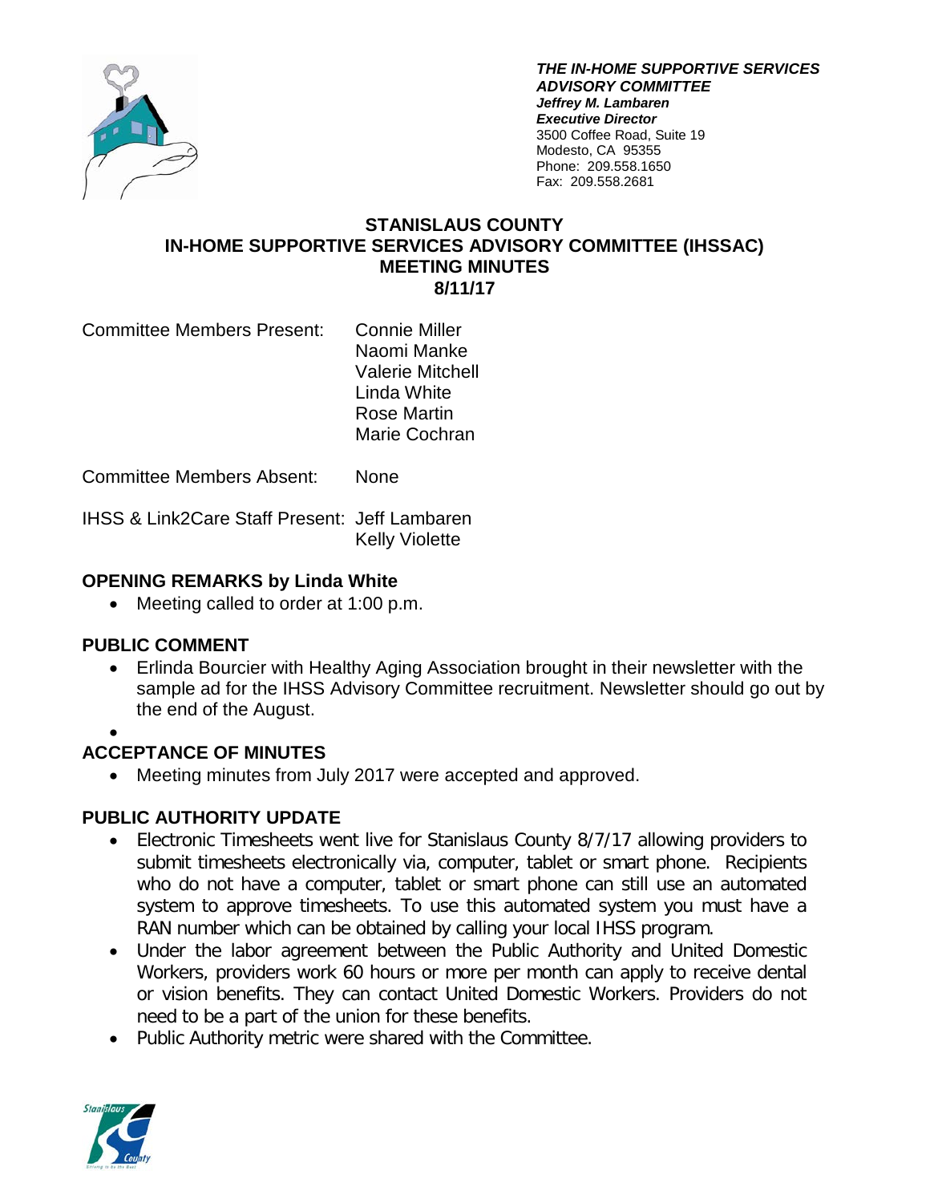***THE IN-HOME SUPPORTIVE SERVICES ADVISORY COMMITTEE***
***Jeffrey M. Lambaren***
***Executive Director***
3500 Coffee Road, Suite 19
Modesto, CA 95355
Phone: 209.558.1650
Fax: 209.558.2681

# STANISLAUS COUNTY
# IN-HOME SUPPORTIVE SERVICES ADVISORY COMMITTEE (IHSSAC)
# MEETING MINUTES
# 8/11/17

Committee Members Present: Connie Miller
Naomi Manke
Valerie Mitchell
Linda White
Rose Martin
Marie Cochran

Committee Members Absent: None

IHSS & Link2Care Staff Present: Jeff Lambaren
Kelly Violette

## OPENING REMARKS by Linda White

- Meeting called to order at 1:00 p.m.

## PUBLIC COMMENT

- Erlinda Bourcier with Healthy Aging Association brought in their newsletter with the sample ad for the IHSS Advisory Committee recruitment. Newsletter should go out by the end of the August.
- 

## ACCEPTANCE OF MINUTES

- Meeting minutes from July 2017 were accepted and approved.

## PUBLIC AUTHORITY UPDATE

- Electronic Timesheets went live for Stanislaus County 8/7/17 allowing providers to submit timesheets electronically via, computer, tablet or smart phone. Recipients who do not have a computer, tablet or smart phone can still use an automated system to approve timesheets. To use this automated system you must have a RAN number which can be obtained by calling your local IHSS program.
- Under the labor agreement between the Public Authority and United Domestic Workers, providers work 60 hours or more per month can apply to receive dental or vision benefits. They can contact United Domestic Workers. Providers do not need to be a part of the union for these benefits.
- Public Authority metric were shared with the Committee.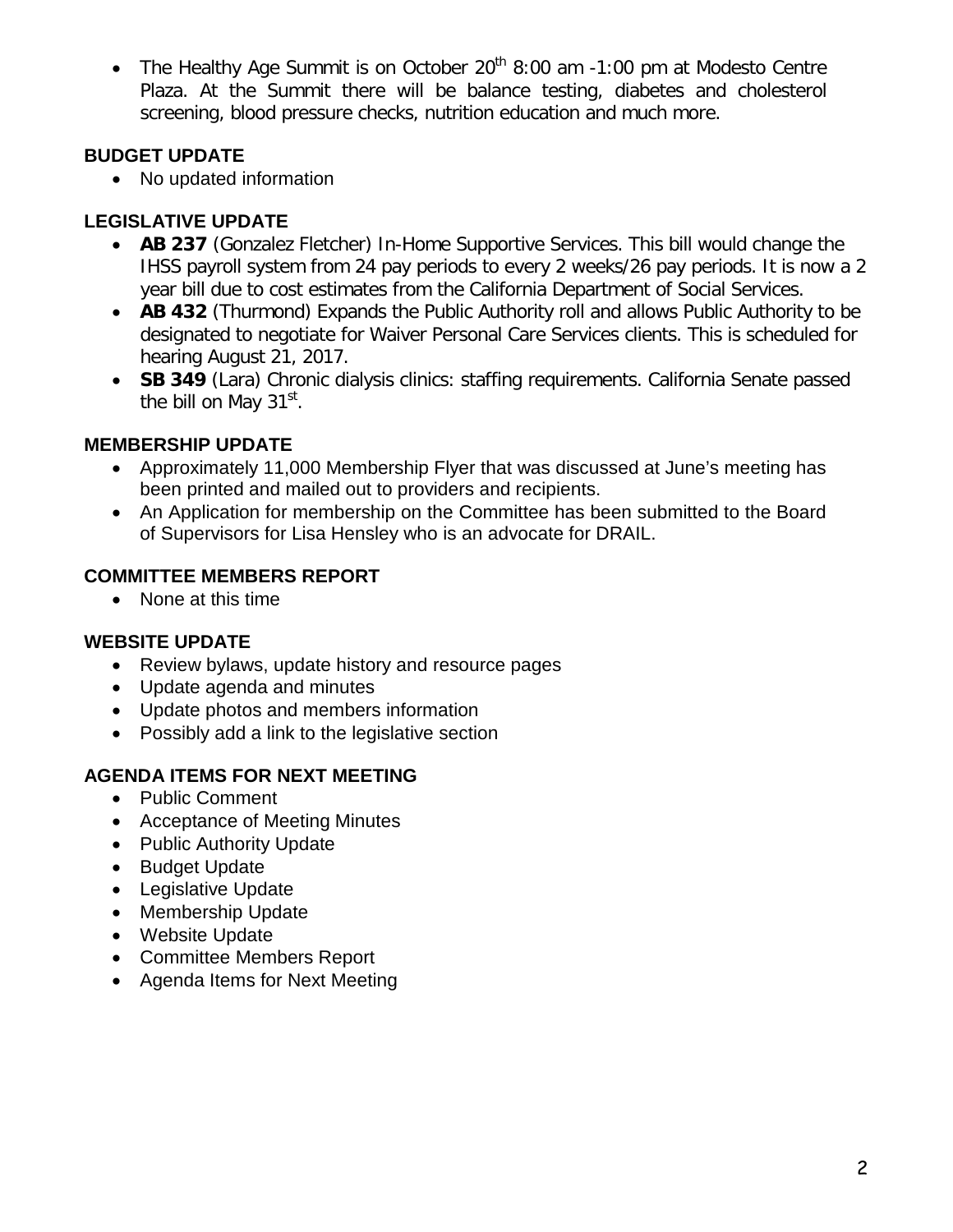- The Healthy Age Summit is on October 20th 8:00 am -1:00 pm at Modesto Centre Plaza. At the Summit there will be balance testing, diabetes and cholesterol screening, blood pressure checks, nutrition education and much more.

**BUDGET UPDATE**

- No updated information

**LEGISLATIVE UPDATE**

- **AB 237** (Gonzalez Fletcher) In-Home Supportive Services. This bill would change the IHSS payroll system from 24 pay periods to every 2 weeks/26 pay periods. It is now a 2 year bill due to cost estimates from the California Department of Social Services.
- **AB 432** (Thurmond) Expands the Public Authority roll and allows Public Authority to be designated to negotiate for Waiver Personal Care Services clients. This is scheduled for hearing August 21, 2017.
- **SB 349** (Lara) Chronic dialysis clinics: staffing requirements. California Senate passed the bill on May 31st.

**MEMBERSHIP UPDATE**

- Approximately 11,000 Membership Flyer that was discussed at June's meeting has been printed and mailed out to providers and recipients.
- An Application for membership on the Committee has been submitted to the Board of Supervisors for Lisa Hensley who is an advocate for DRAIL.

**COMMITTEE MEMBERS REPORT**

- None at this time

**WEBSITE UPDATE**

- Review bylaws, update history and resource pages
- Update agenda and minutes
- Update photos and members information
- Possibly add a link to the legislative section

**AGENDA ITEMS FOR NEXT MEETING**

- Public Comment
- Acceptance of Meeting Minutes
- Public Authority Update
- Budget Update
- Legislative Update
- Membership Update
- Website Update
- Committee Members Report
- Agenda Items for Next Meeting